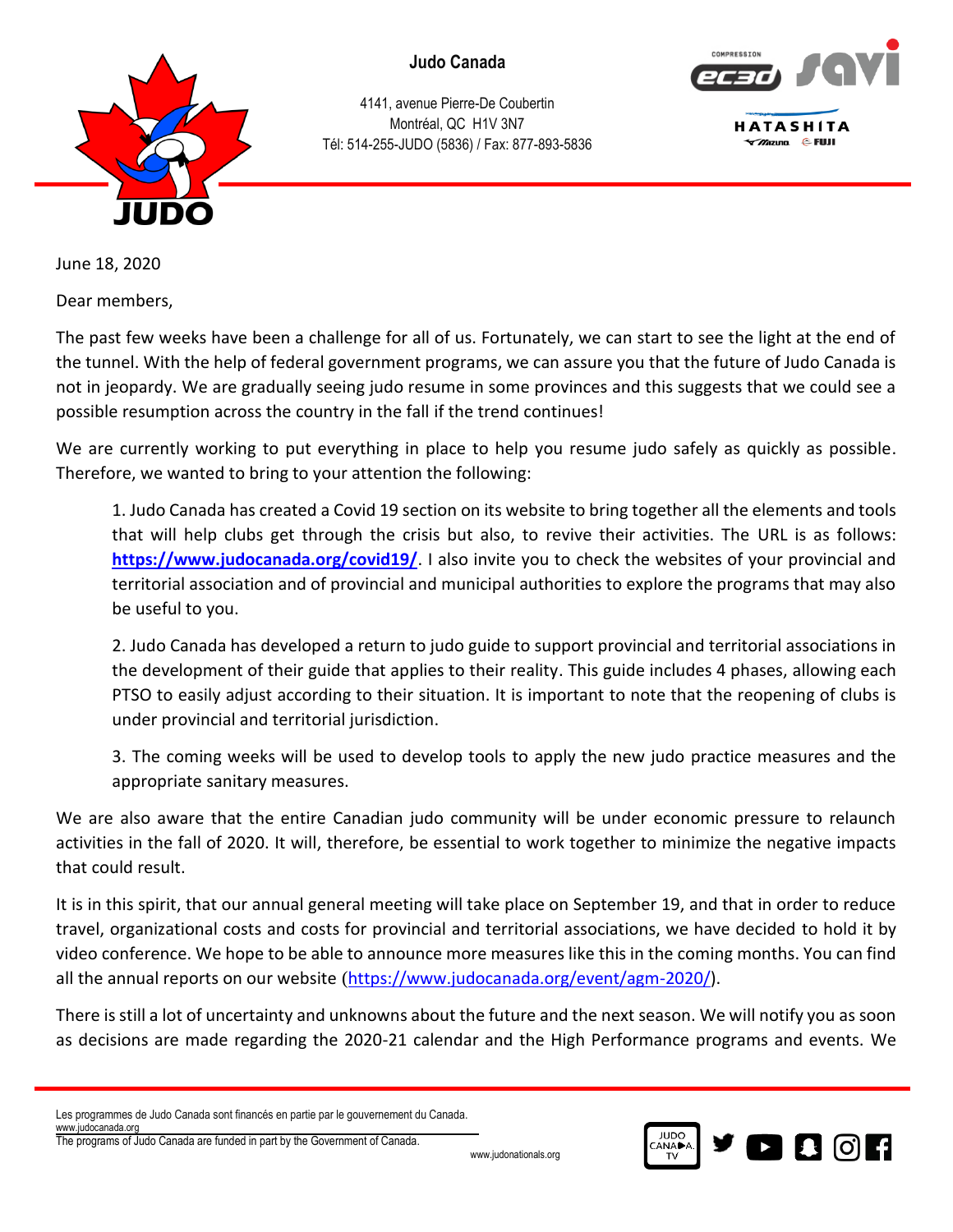**Judo Canada**

4141, avenue Pierre-De Coubertin
Montréal, QC H1V 3N7
Tél: 514-255-JUDO (5836) / Fax: 877-893-5836

June 18, 2020

Dear members,

The past few weeks have been a challenge for all of us. Fortunately, we can start to see the light at the end of the tunnel. With the help of federal government programs, we can assure you that the future of Judo Canada is not in jeopardy. We are gradually seeing judo resume in some provinces and this suggests that we could see a possible resumption across the country in the fall if the trend continues!

We are currently working to put everything in place to help you resume judo safely as quickly as possible. Therefore, we wanted to bring to your attention the following:

1. Judo Canada has created a Covid 19 section on its website to bring together all the elements and tools that will help clubs get through the crisis but also, to revive their activities. The URL is as follows: **https://www.judocanada.org/covid19/**. I also invite you to check the websites of your provincial and territorial association and of provincial and municipal authorities to explore the programs that may also be useful to you.

2. Judo Canada has developed a return to judo guide to support provincial and territorial associations in the development of their guide that applies to their reality. This guide includes 4 phases, allowing each PTSO to easily adjust according to their situation. It is important to note that the reopening of clubs is under provincial and territorial jurisdiction.

3. The coming weeks will be used to develop tools to apply the new judo practice measures and the appropriate sanitary measures.

We are also aware that the entire Canadian judo community will be under economic pressure to relaunch activities in the fall of 2020. It will, therefore, be essential to work together to minimize the negative impacts that could result.

It is in this spirit, that our annual general meeting will take place on September 19, and that in order to reduce travel, organizational costs and costs for provincial and territorial associations, we have decided to hold it by video conference. We hope to be able to announce more measures like this in the coming months. You can find all the annual reports on our website (https://www.judocanada.org/event/agm-2020/).

There is still a lot of uncertainty and unknowns about the future and the next season. We will notify you as soon as decisions are made regarding the 2020-21 calendar and the High Performance programs and events. We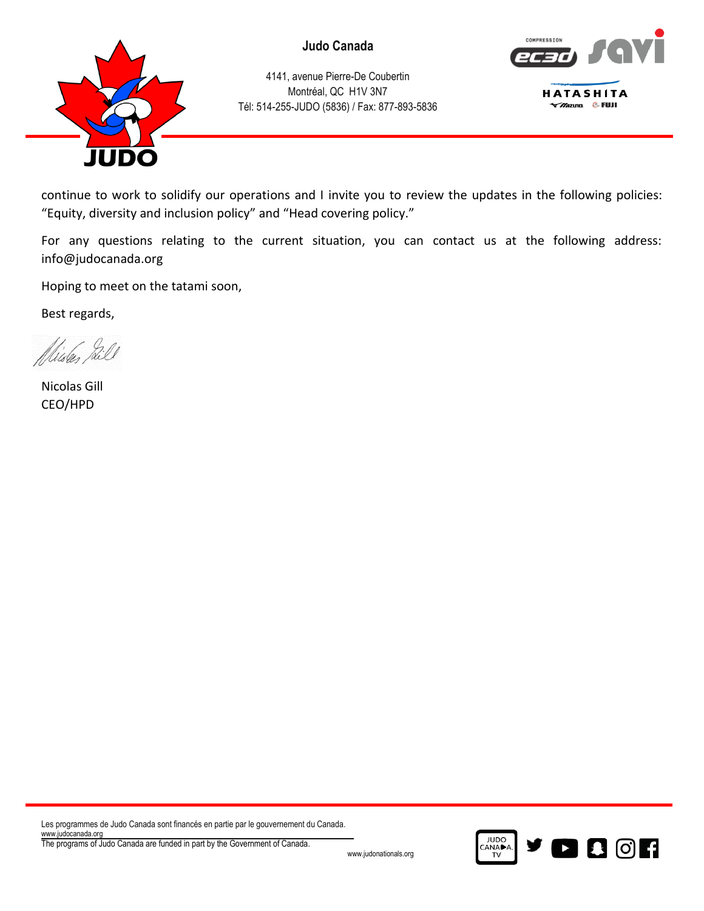continue to work to solidify our operations and I invite you to review the updates in the following policies: “Equity, diversity and inclusion policy” and “Head covering policy.”

For any questions relating to the current situation, you can contact us at the following address: info@judocanada.org

Hoping to meet on the tatami soon,

Best regards,

Nicolas Gill
CEO/HPD